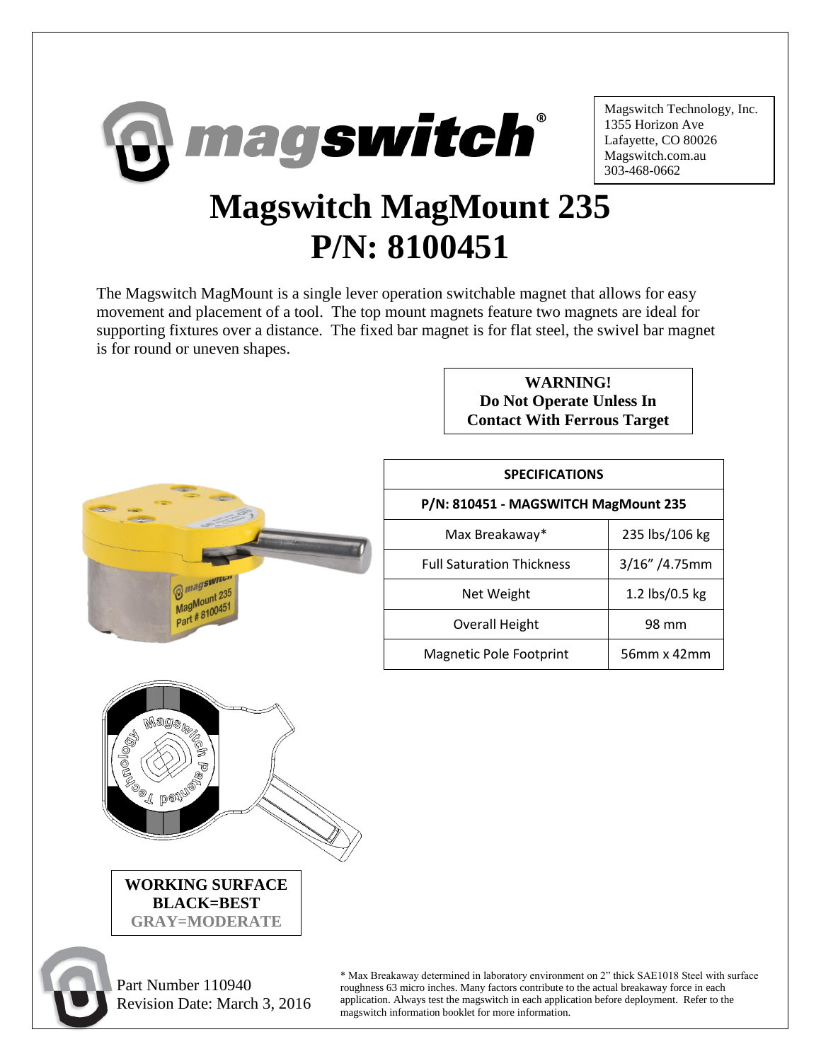Magswitch Technology, Inc.
1355 Horizon Ave
Lafayette, CO 80026
Magswitch.com.au
303-468-0662

# Magswitch MagMount 235
# P/N: 8100451

The Magswitch MagMount is a single lever operation switchable magnet that allows for easy movement and placement of a tool. The top mount magnets feature two magnets are ideal for supporting fixtures over a distance. The fixed bar magnet is for flat steel, the swivel bar magnet is for round or uneven shapes.

**WARNING!**
**Do Not Operate Unless In Contact With Ferrous Target**

| SPECIFICATIONS | |
|---|---|
| **P/N: 810451 - MAGSWITCH MagMount 235** | |
| Max Breakaway* | 235 lbs/106 kg |
| Full Saturation Thickness | 3/16" /4.75mm |
| Net Weight | 1.2 lbs/0.5 kg |
| Overall Height | 98 mm |
| Magnetic Pole Footprint | 56mm x 42mm |

**WORKING SURFACE**
**BLACK=BEST**
**GRAY=MODERATE**

Part Number 110940
Revision Date: March 3, 2016

* Max Breakaway determined in laboratory environment on 2" thick SAE1018 Steel with surface roughness 63 micro inches. Many factors contribute to the actual breakaway force in each application. Always test the magswitch in each application before deployment. Refer to the magswitch information booklet for more information.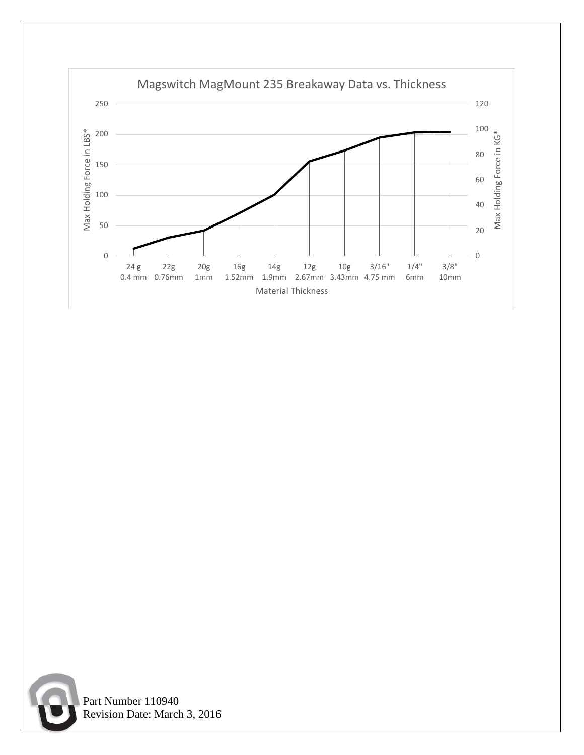## Magswitch MagMount 235 Breakaway Data vs. Thickness

Max Holding Force in LBS* (left axis: 0, 50, 100, 150, 200, 250)

Max Holding Force in KG* (right axis: 0, 20, 40, 60, 80, 100, 120)

Material Thickness: 24 g 0.4 mm, 22g 0.76mm, 20g 1mm, 16g 1.52mm, 14g 1.9mm, 12g 2.67mm, 10g 3.43mm, 3/16" 4.75 mm, 1/4" 6mm, 3/8" 10mm

Part Number 110940
Revision Date: March 3, 2016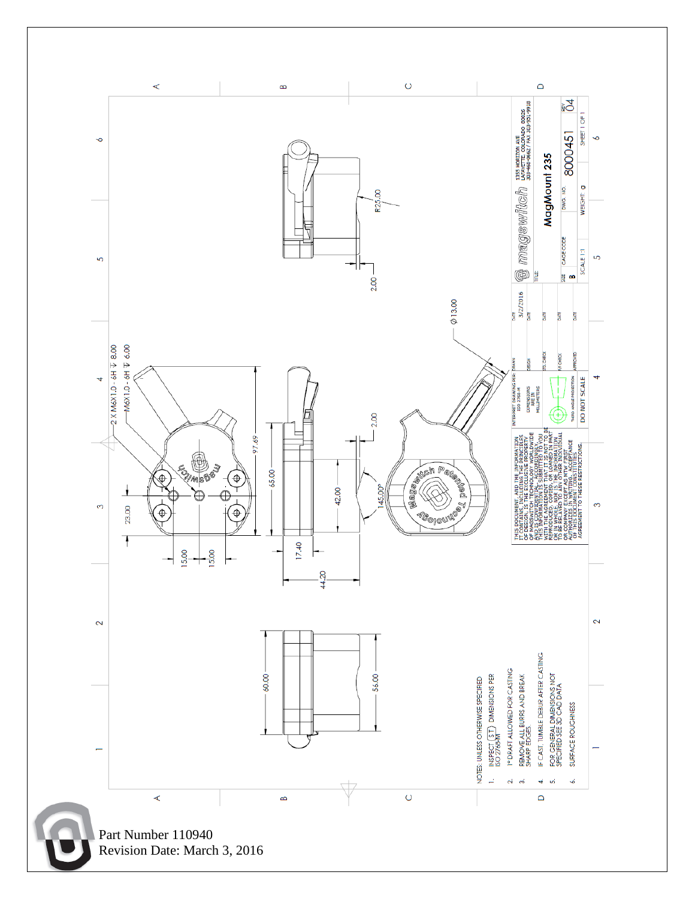NOTES: UNLESS OTHERWISE SPECIFIED

1. INSPECT (ST) DIMENSIONS PER ISO 2768-M
2. 1° DRAFT ALLOWED FOR CASTING
3. REMOVE ALL BURRS AND BREAK SHARP EDGES.
4. IF CAST, TUMBLE DEBUR AFTER CASTING
5. FOR GENERAL DIMENSIONS NOT SPECIFIED SEE 3D CAD DATA
6. SURFACE ROUGHNESS

2 X M6X1.0 - 6H ↧ 8.00

M6X1.0 - 6H ↧ 6.00

97.69

65.00

23.00

15.00

15.00

42.00

17.40

44.20

145.00°

2.00

2.00

R25.00

Ø13.00

60.00

56.00

THIS DOCUMENT, AND THE INFORMATION IT CONTAINS, INCLUDING THE PRINCIPLES OF DESIGN, IS THE EXCLUSIVE PROPERTY OF MAGSWITCH TECHNOLOGY WORLDWIDE AND IS CONFIDENTIAL AND PROPRIETARY. THIS INFORMATION IS SUBMITTED TO YOU WITH THE AGREEMENT THAT IT IS NOT TO BE REPRODUCED, COPIED, OR LOANED IN PART OR IN WHOLE, NOR IS THE INFORMATION TO BE RELAYED TO ANY OTHER INDIVIDUAL OR COMPANY EXCEPT AS MTW FIRST AUTHORIZES IN WRITING. ACCEPTANCE OF THIS DOCUMENT CONSTITUTES AGREEMENT TO THESE RESTRICTIONS.

INTERPRET DRAWING PER: ISO 2768-M

DIMENSIONS ARE IN MILLIMETERS

THIRD ANGLE PROJECTION

DO NOT SCALE

| | | |
|---|---|---|
| DRAWN | DATE | 3/2/2016 |
| DESIGN | DATE | |
| STD. CHECK | DATE | |
| F/F CHECK | DATE | |
| APPROVED | DATE | |

magswitch

1355 HORIZON AVE
LAFAYETTE, COLORADO 80026
303-468-0662 / FAX 303-551-9918

TITLE: MagMount 235

| SIZE | CAGE CODE | DWG. NO. | REV |
|---|---|---|---|
| B | | 8000451 | 04 |
| SCALE 1:1 | | WEIGHT: g | SHEET 1 OF 1 |

Part Number 110940
Revision Date: March 3, 2016